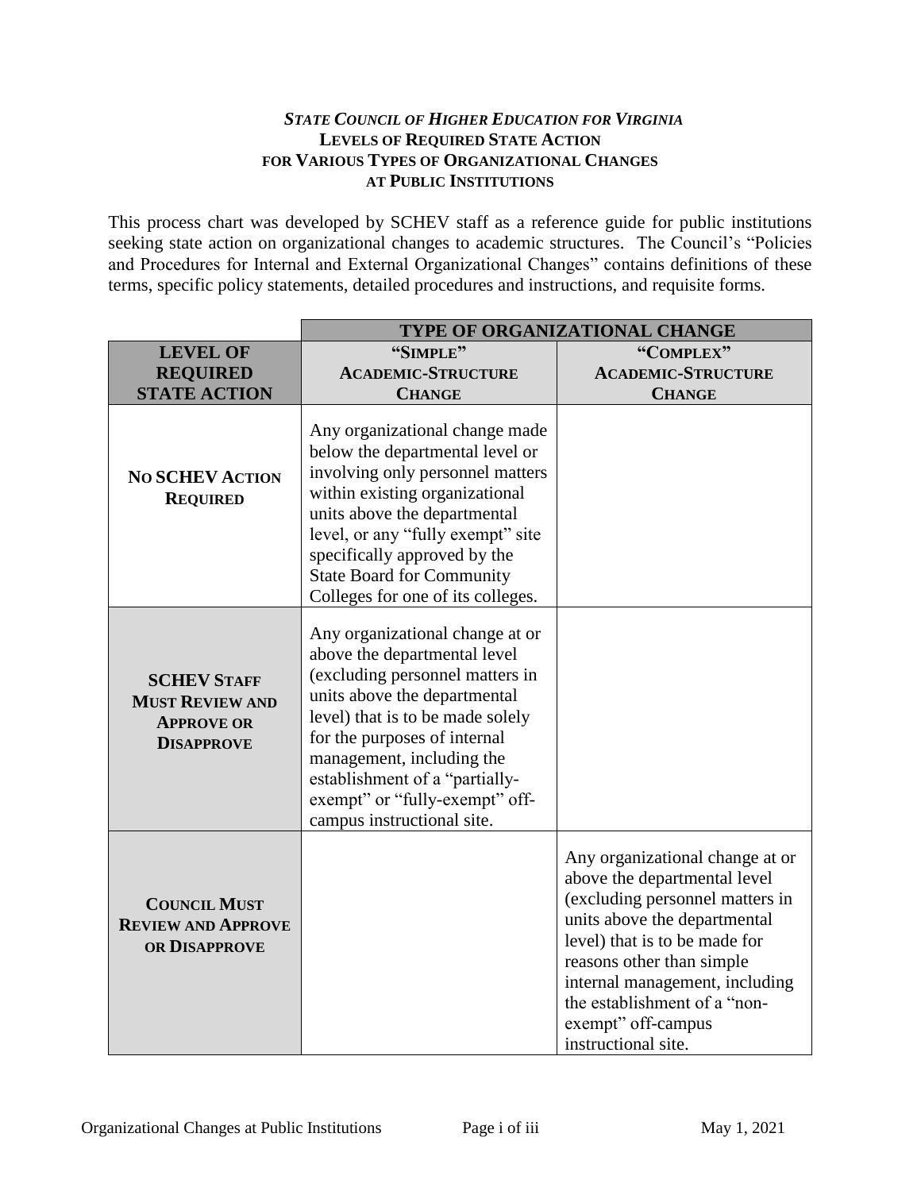# *STATE COUNCIL OF HIGHER EDUCATION FOR VIRGINIA*
## LEVELS OF REQUIRED STATE ACTION FOR VARIOUS TYPES OF ORGANIZATIONAL CHANGES AT PUBLIC INSTITUTIONS

This process chart was developed by SCHEV staff as a reference guide for public institutions seeking state action on organizational changes to academic structures. The Council's "Policies and Procedures for Internal and External Organizational Changes" contains definitions of these terms, specific policy statements, detailed procedures and instructions, and requisite forms.

| | **TYPE OF ORGANIZATIONAL CHANGE** | |
|---|---|---|
| **LEVEL OF REQUIRED STATE ACTION** | **"SIMPLE" ACADEMIC-STRUCTURE CHANGE** | **"COMPLEX" ACADEMIC-STRUCTURE CHANGE** |
| **NO SCHEV ACTION REQUIRED** | Any organizational change made below the departmental level or involving only personnel matters within existing organizational units above the departmental level, or any "fully exempt" site specifically approved by the State Board for Community Colleges for one of its colleges. | |
| **SCHEV STAFF MUST REVIEW AND APPROVE OR DISAPPROVE** | Any organizational change at or above the departmental level (excluding personnel matters in units above the departmental level) that is to be made solely for the purposes of internal management, including the establishment of a "partially-exempt" or "fully-exempt" off-campus instructional site. | |
| **COUNCIL MUST REVIEW AND APPROVE OR DISAPPROVE** | | Any organizational change at or above the departmental level (excluding personnel matters in units above the departmental level) that is to be made for reasons other than simple internal management, including the establishment of a "non-exempt" off-campus instructional site. |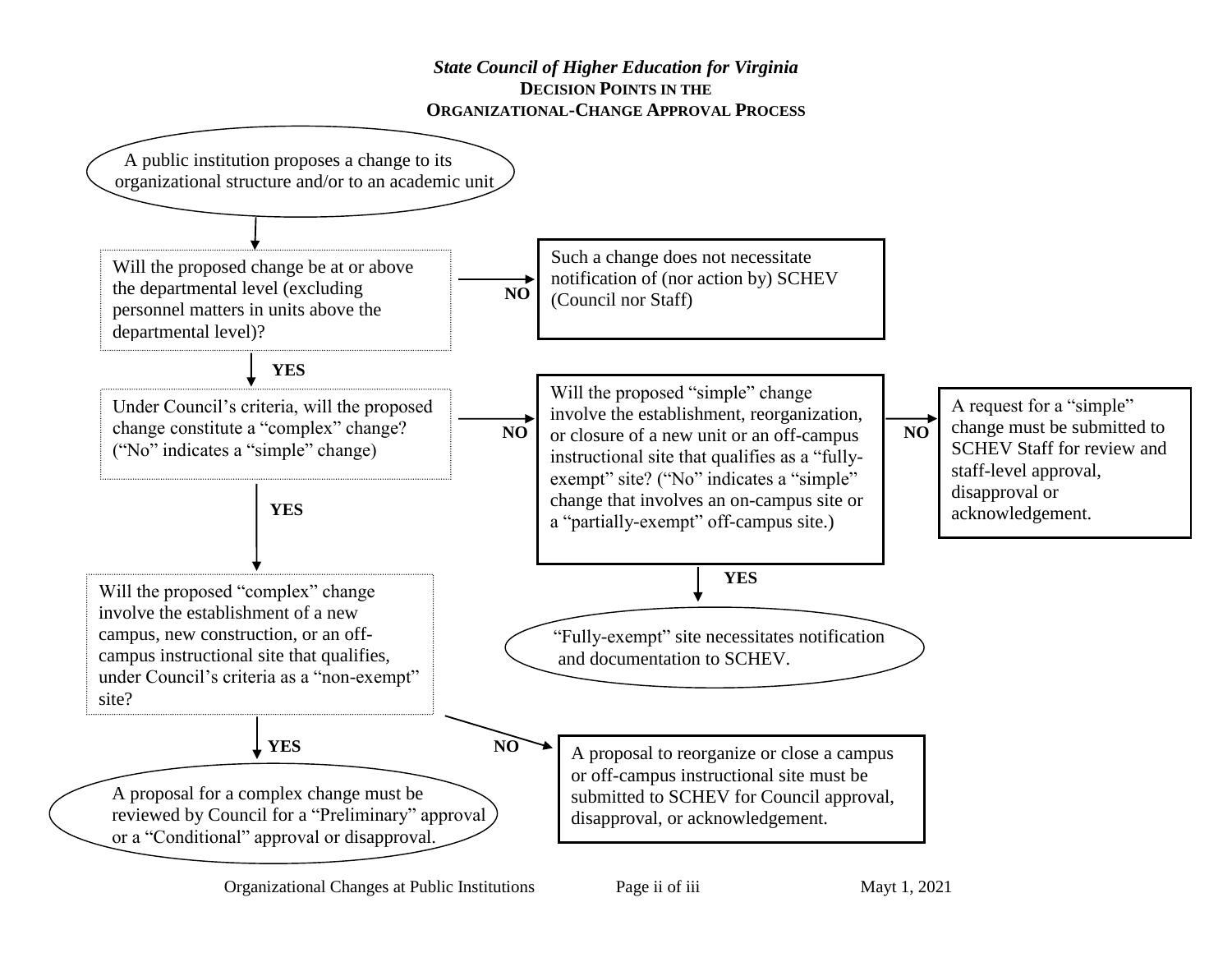***State Council of Higher Education for Virginia***

**DECISION POINTS IN THE ORGANIZATIONAL-CHANGE APPROVAL PROCESS**

A public institution proposes a change to its organizational structure and/or to an academic unit

Will the proposed change be at or above the departmental level (excluding personnel matters in units above the departmental level)?

**NO** → Such a change does not necessitate notification of (nor action by) SCHEV (Council nor Staff)

**YES** ↓

Under Council's criteria, will the proposed change constitute a "complex" change? ("No" indicates a "simple" change)

**NO** → Will the proposed "simple" change involve the establishment, reorganization, or closure of a new unit or an off-campus instructional site that qualifies as a "fully-exempt" site? ("No" indicates a "simple" change that involves an on-campus site or a "partially-exempt" off-campus site.)

- **NO** → A request for a "simple" change must be submitted to SCHEV Staff for review and staff-level approval, disapproval or acknowledgement.
- **YES** ↓ "Fully-exempt" site necessitates notification and documentation to SCHEV.

**YES** ↓

Will the proposed "complex" change involve the establishment of a new campus, new construction, or an off-campus instructional site that qualifies, under Council's criteria as a "non-exempt" site?

- **YES** ↓ A proposal for a complex change must be reviewed by Council for a "Preliminary" approval or a "Conditional" approval or disapproval.
- **NO** → A proposal to reorganize or close a campus or off-campus instructional site must be submitted to SCHEV for Council approval, disapproval, or acknowledgement.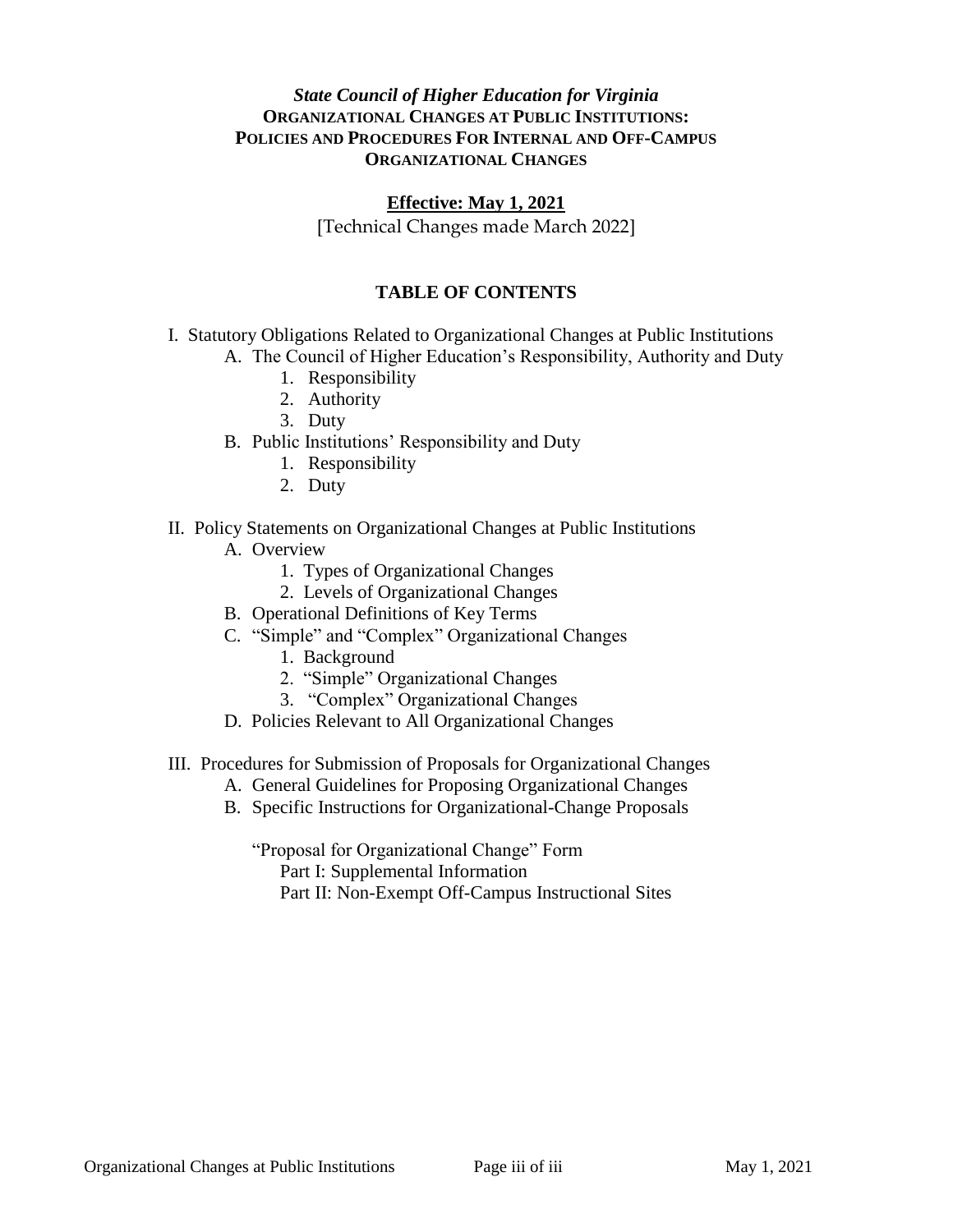***State Council of Higher Education for Virginia***
**ORGANIZATIONAL CHANGES AT PUBLIC INSTITUTIONS:**
**POLICIES AND PROCEDURES FOR INTERNAL AND OFF-CAMPUS ORGANIZATIONAL CHANGES**

**Effective: May 1, 2021**

[Technical Changes made March 2022]

## TABLE OF CONTENTS

- I. Statutory Obligations Related to Organizational Changes at Public Institutions
  - A. The Council of Higher Education's Responsibility, Authority and Duty
    1. Responsibility
    2. Authority
    3. Duty
  - B. Public Institutions' Responsibility and Duty
    1. Responsibility
    2. Duty
- II. Policy Statements on Organizational Changes at Public Institutions
  - A. Overview
    1. Types of Organizational Changes
    2. Levels of Organizational Changes
  - B. Operational Definitions of Key Terms
  - C. "Simple" and "Complex" Organizational Changes
    1. Background
    2. "Simple" Organizational Changes
    3. "Complex" Organizational Changes
  - D. Policies Relevant to All Organizational Changes
- III. Procedures for Submission of Proposals for Organizational Changes
  - A. General Guidelines for Proposing Organizational Changes
  - B. Specific Instructions for Organizational-Change Proposals

    "Proposal for Organizational Change" Form
    - Part I: Supplemental Information
    - Part II: Non-Exempt Off-Campus Instructional Sites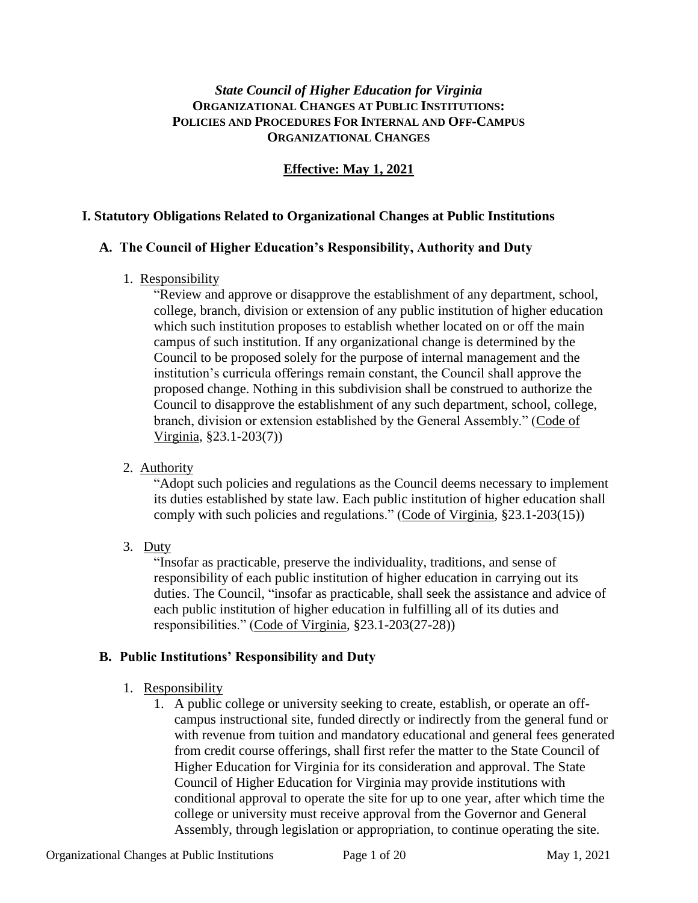*State Council of Higher Education for Virginia*
**ORGANIZATIONAL CHANGES AT PUBLIC INSTITUTIONS:**
**POLICIES AND PROCEDURES FOR INTERNAL AND OFF-CAMPUS ORGANIZATIONAL CHANGES**

**Effective: May 1, 2021**

## I. Statutory Obligations Related to Organizational Changes at Public Institutions

### A. The Council of Higher Education's Responsibility, Authority and Duty

1. Responsibility

   "Review and approve or disapprove the establishment of any department, school, college, branch, division or extension of any public institution of higher education which such institution proposes to establish whether located on or off the main campus of such institution. If any organizational change is determined by the Council to be proposed solely for the purpose of internal management and the institution's curricula offerings remain constant, the Council shall approve the proposed change. Nothing in this subdivision shall be construed to authorize the Council to disapprove the establishment of any such department, school, college, branch, division or extension established by the General Assembly." (Code of Virginia, §23.1-203(7))

2. Authority

   "Adopt such policies and regulations as the Council deems necessary to implement its duties established by state law. Each public institution of higher education shall comply with such policies and regulations." (Code of Virginia, §23.1-203(15))

3. Duty

   "Insofar as practicable, preserve the individuality, traditions, and sense of responsibility of each public institution of higher education in carrying out its duties. The Council, "insofar as practicable, shall seek the assistance and advice of each public institution of higher education in fulfilling all of its duties and responsibilities." (Code of Virginia, §23.1-203(27-28))

### B. Public Institutions' Responsibility and Duty

1. Responsibility
   1. A public college or university seeking to create, establish, or operate an off-campus instructional site, funded directly or indirectly from the general fund or with revenue from tuition and mandatory educational and general fees generated from credit course offerings, shall first refer the matter to the State Council of Higher Education for Virginia for its consideration and approval. The State Council of Higher Education for Virginia may provide institutions with conditional approval to operate the site for up to one year, after which time the college or university must receive approval from the Governor and General Assembly, through legislation or appropriation, to continue operating the site.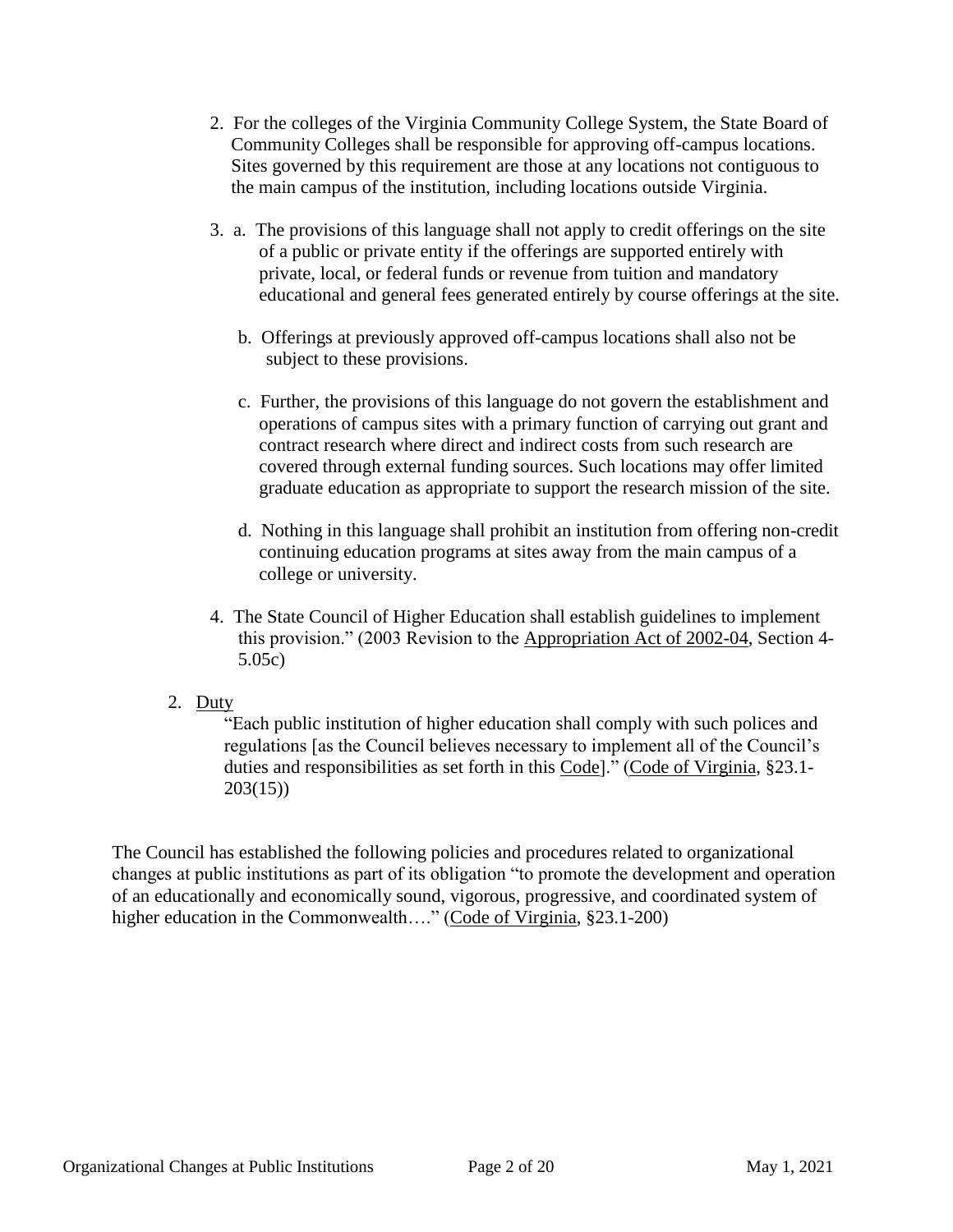2. For the colleges of the Virginia Community College System, the State Board of Community Colleges shall be responsible for approving off-campus locations. Sites governed by this requirement are those at any locations not contiguous to the main campus of the institution, including locations outside Virginia.

3. a. The provisions of this language shall not apply to credit offerings on the site of a public or private entity if the offerings are supported entirely with private, local, or federal funds or revenue from tuition and mandatory educational and general fees generated entirely by course offerings at the site.

   b. Offerings at previously approved off-campus locations shall also not be subject to these provisions.

   c. Further, the provisions of this language do not govern the establishment and operations of campus sites with a primary function of carrying out grant and contract research where direct and indirect costs from such research are covered through external funding sources. Such locations may offer limited graduate education as appropriate to support the research mission of the site.

   d. Nothing in this language shall prohibit an institution from offering non-credit continuing education programs at sites away from the main campus of a college or university.

4. The State Council of Higher Education shall establish guidelines to implement this provision." (2003 Revision to the Appropriation Act of 2002-04, Section 4-5.05c)

2. Duty

   "Each public institution of higher education shall comply with such polices and regulations [as the Council believes necessary to implement all of the Council's duties and responsibilities as set forth in this Code]." (Code of Virginia, §23.1-203(15))

The Council has established the following policies and procedures related to organizational changes at public institutions as part of its obligation "to promote the development and operation of an educationally and economically sound, vigorous, progressive, and coordinated system of higher education in the Commonwealth…." (Code of Virginia, §23.1-200)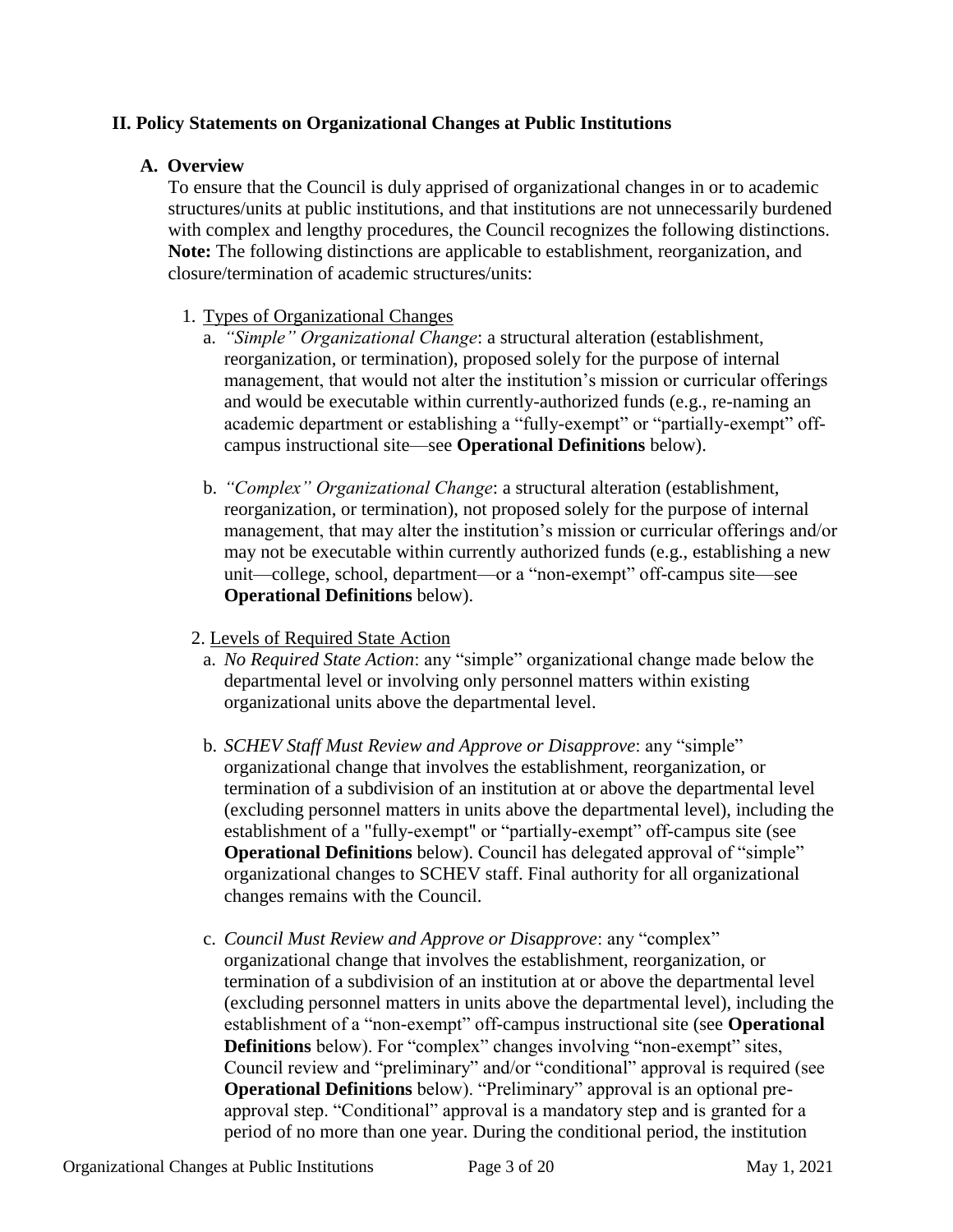## II. Policy Statements on Organizational Changes at Public Institutions

### A. Overview

To ensure that the Council is duly apprised of organizational changes in or to academic structures/units at public institutions, and that institutions are not unnecessarily burdened with complex and lengthy procedures, the Council recognizes the following distinctions. **Note:** The following distinctions are applicable to establishment, reorganization, and closure/termination of academic structures/units:

1. Types of Organizational Changes
   a. *"Simple" Organizational Change*: a structural alteration (establishment, reorganization, or termination), proposed solely for the purpose of internal management, that would not alter the institution's mission or curricular offerings and would be executable within currently-authorized funds (e.g., re-naming an academic department or establishing a "fully-exempt" or "partially-exempt" off-campus instructional site—see **Operational Definitions** below).

   b. *"Complex" Organizational Change*: a structural alteration (establishment, reorganization, or termination), not proposed solely for the purpose of internal management, that may alter the institution's mission or curricular offerings and/or may not be executable within currently authorized funds (e.g., establishing a new unit—college, school, department—or a "non-exempt" off-campus site—see **Operational Definitions** below).

2. Levels of Required State Action
   a. *No Required State Action*: any "simple" organizational change made below the departmental level or involving only personnel matters within existing organizational units above the departmental level.

   b. *SCHEV Staff Must Review and Approve or Disapprove*: any "simple" organizational change that involves the establishment, reorganization, or termination of a subdivision of an institution at or above the departmental level (excluding personnel matters in units above the departmental level), including the establishment of a "fully-exempt" or "partially-exempt" off-campus site (see **Operational Definitions** below). Council has delegated approval of "simple" organizational changes to SCHEV staff. Final authority for all organizational changes remains with the Council.

   c. *Council Must Review and Approve or Disapprove*: any "complex" organizational change that involves the establishment, reorganization, or termination of a subdivision of an institution at or above the departmental level (excluding personnel matters in units above the departmental level), including the establishment of a "non-exempt" off-campus instructional site (see **Operational Definitions** below). For "complex" changes involving "non-exempt" sites, Council review and "preliminary" and/or "conditional" approval is required (see **Operational Definitions** below). "Preliminary" approval is an optional pre-approval step. "Conditional" approval is a mandatory step and is granted for a period of no more than one year. During the conditional period, the institution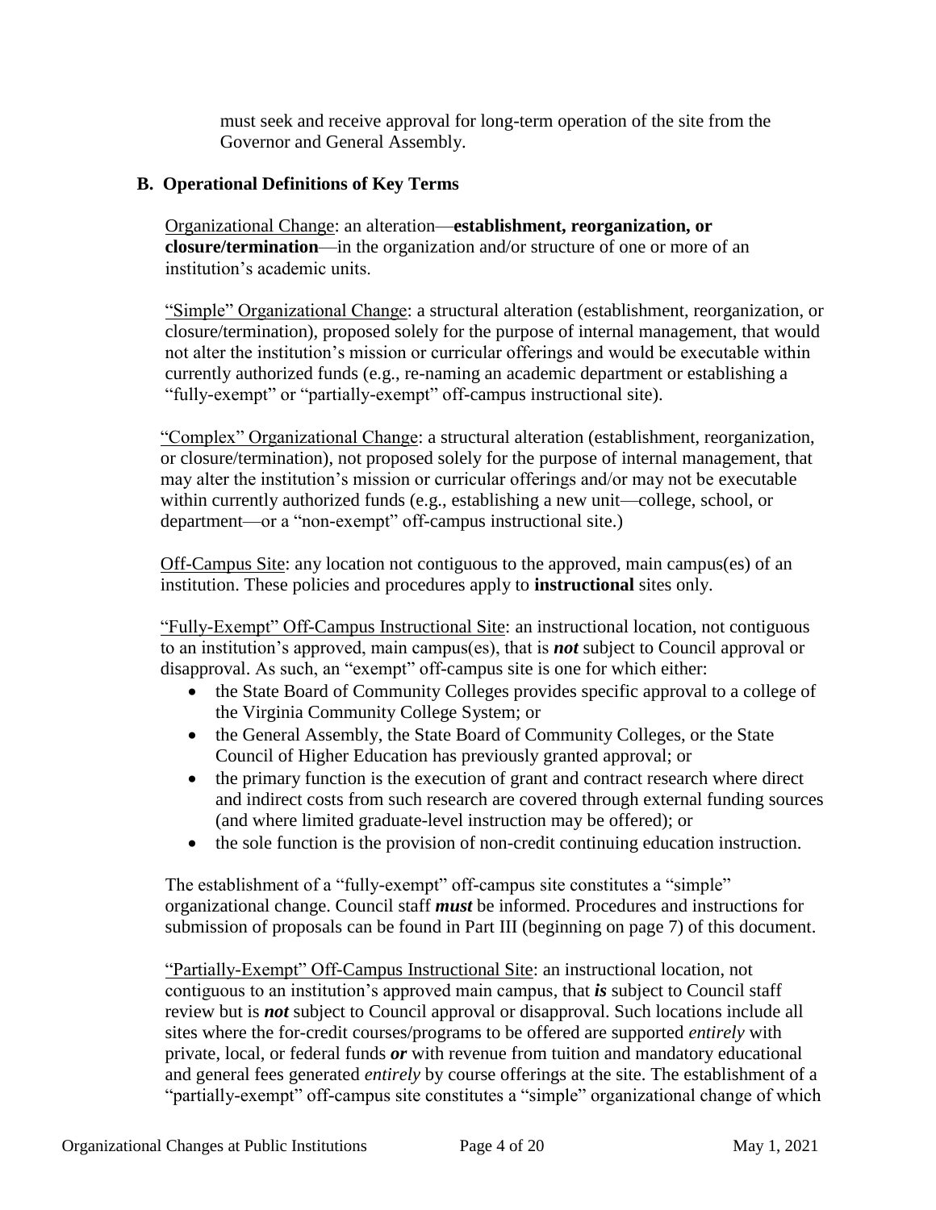must seek and receive approval for long-term operation of the site from the Governor and General Assembly.

### B. Operational Definitions of Key Terms

<u>Organizational Change</u>: an alteration—**establishment, reorganization, or closure/termination**—in the organization and/or structure of one or more of an institution's academic units.

<u>"Simple" Organizational Change</u>: a structural alteration (establishment, reorganization, or closure/termination), proposed solely for the purpose of internal management, that would not alter the institution's mission or curricular offerings and would be executable within currently authorized funds (e.g., re-naming an academic department or establishing a "fully-exempt" or "partially-exempt" off-campus instructional site).

<u>"Complex" Organizational Change</u>: a structural alteration (establishment, reorganization, or closure/termination), not proposed solely for the purpose of internal management, that may alter the institution's mission or curricular offerings and/or may not be executable within currently authorized funds (e.g., establishing a new unit—college, school, or department—or a "non-exempt" off-campus instructional site.)

<u>Off-Campus Site</u>: any location not contiguous to the approved, main campus(es) of an institution. These policies and procedures apply to **instructional** sites only.

<u>"Fully-Exempt" Off-Campus Instructional Site</u>: an instructional location, not contiguous to an institution's approved, main campus(es), that is ***not*** subject to Council approval or disapproval. As such, an "exempt" off-campus site is one for which either:

- the State Board of Community Colleges provides specific approval to a college of the Virginia Community College System; or
- the General Assembly, the State Board of Community Colleges, or the State Council of Higher Education has previously granted approval; or
- the primary function is the execution of grant and contract research where direct and indirect costs from such research are covered through external funding sources (and where limited graduate-level instruction may be offered); or
- the sole function is the provision of non-credit continuing education instruction.

The establishment of a "fully-exempt" off-campus site constitutes a "simple" organizational change. Council staff ***must*** be informed. Procedures and instructions for submission of proposals can be found in Part III (beginning on page 7) of this document.

<u>"Partially-Exempt" Off-Campus Instructional Site</u>: an instructional location, not contiguous to an institution's approved main campus, that ***is*** subject to Council staff review but is ***not*** subject to Council approval or disapproval. Such locations include all sites where the for-credit courses/programs to be offered are supported *entirely* with private, local, or federal funds ***or*** with revenue from tuition and mandatory educational and general fees generated *entirely* by course offerings at the site. The establishment of a "partially-exempt" off-campus site constitutes a "simple" organizational change of which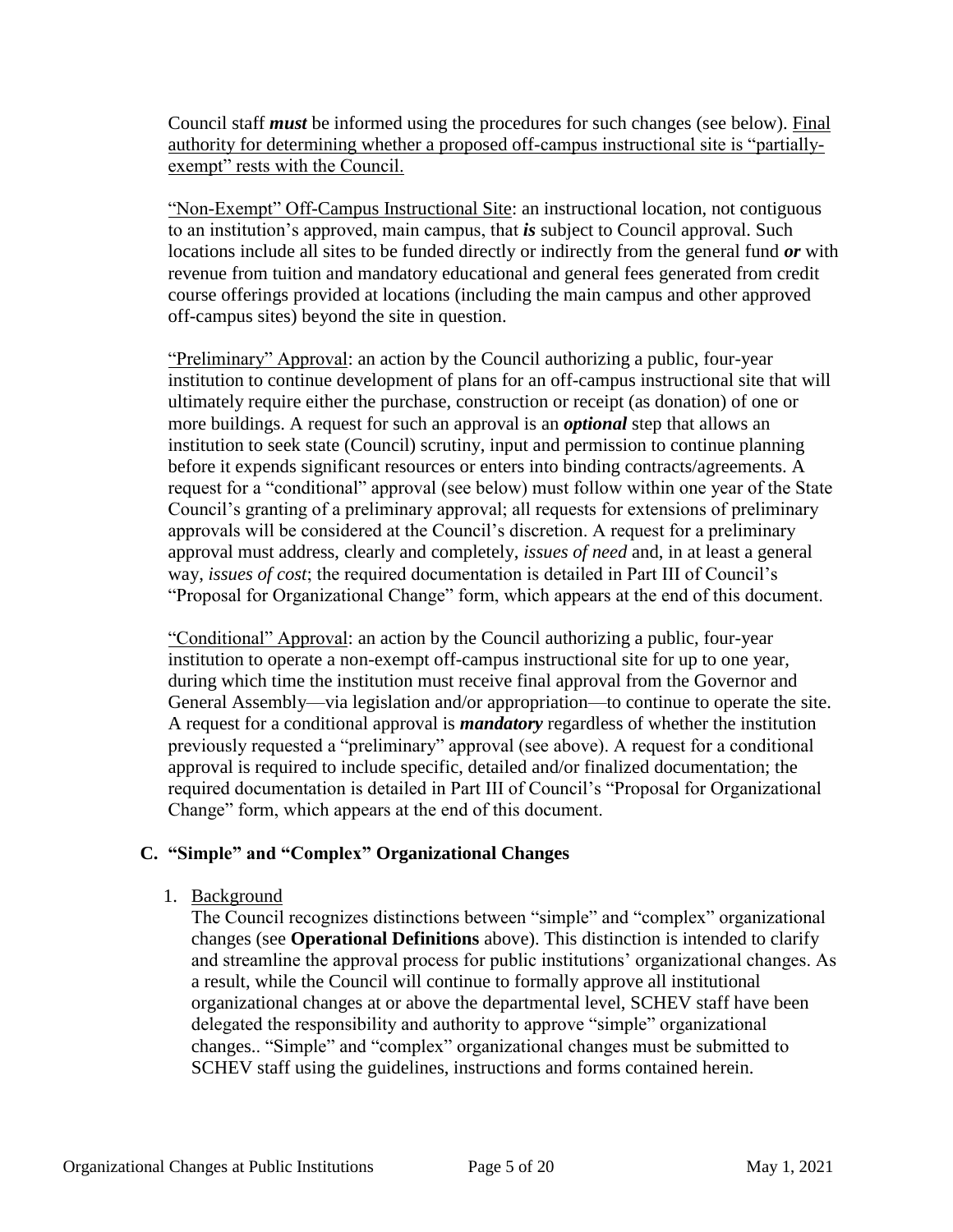Council staff ***must*** be informed using the procedures for such changes (see below). Final authority for determining whether a proposed off-campus instructional site is "partially-exempt" rests with the Council.

"Non-Exempt" Off-Campus Instructional Site: an instructional location, not contiguous to an institution's approved, main campus, that ***is*** subject to Council approval. Such locations include all sites to be funded directly or indirectly from the general fund ***or*** with revenue from tuition and mandatory educational and general fees generated from credit course offerings provided at locations (including the main campus and other approved off-campus sites) beyond the site in question.

"Preliminary" Approval: an action by the Council authorizing a public, four-year institution to continue development of plans for an off-campus instructional site that will ultimately require either the purchase, construction or receipt (as donation) of one or more buildings. A request for such an approval is an ***optional*** step that allows an institution to seek state (Council) scrutiny, input and permission to continue planning before it expends significant resources or enters into binding contracts/agreements. A request for a "conditional" approval (see below) must follow within one year of the State Council's granting of a preliminary approval; all requests for extensions of preliminary approvals will be considered at the Council's discretion. A request for a preliminary approval must address, clearly and completely, *issues of need* and, in at least a general way, *issues of cost*; the required documentation is detailed in Part III of Council's "Proposal for Organizational Change" form, which appears at the end of this document.

"Conditional" Approval: an action by the Council authorizing a public, four-year institution to operate a non-exempt off-campus instructional site for up to one year, during which time the institution must receive final approval from the Governor and General Assembly—via legislation and/or appropriation—to continue to operate the site. A request for a conditional approval is ***mandatory*** regardless of whether the institution previously requested a "preliminary" approval (see above). A request for a conditional approval is required to include specific, detailed and/or finalized documentation; the required documentation is detailed in Part III of Council's "Proposal for Organizational Change" form, which appears at the end of this document.

### C. "Simple" and "Complex" Organizational Changes

1. Background

   The Council recognizes distinctions between "simple" and "complex" organizational changes (see **Operational Definitions** above). This distinction is intended to clarify and streamline the approval process for public institutions' organizational changes. As a result, while the Council will continue to formally approve all institutional organizational changes at or above the departmental level, SCHEV staff have been delegated the responsibility and authority to approve "simple" organizational changes.. "Simple" and "complex" organizational changes must be submitted to SCHEV staff using the guidelines, instructions and forms contained herein.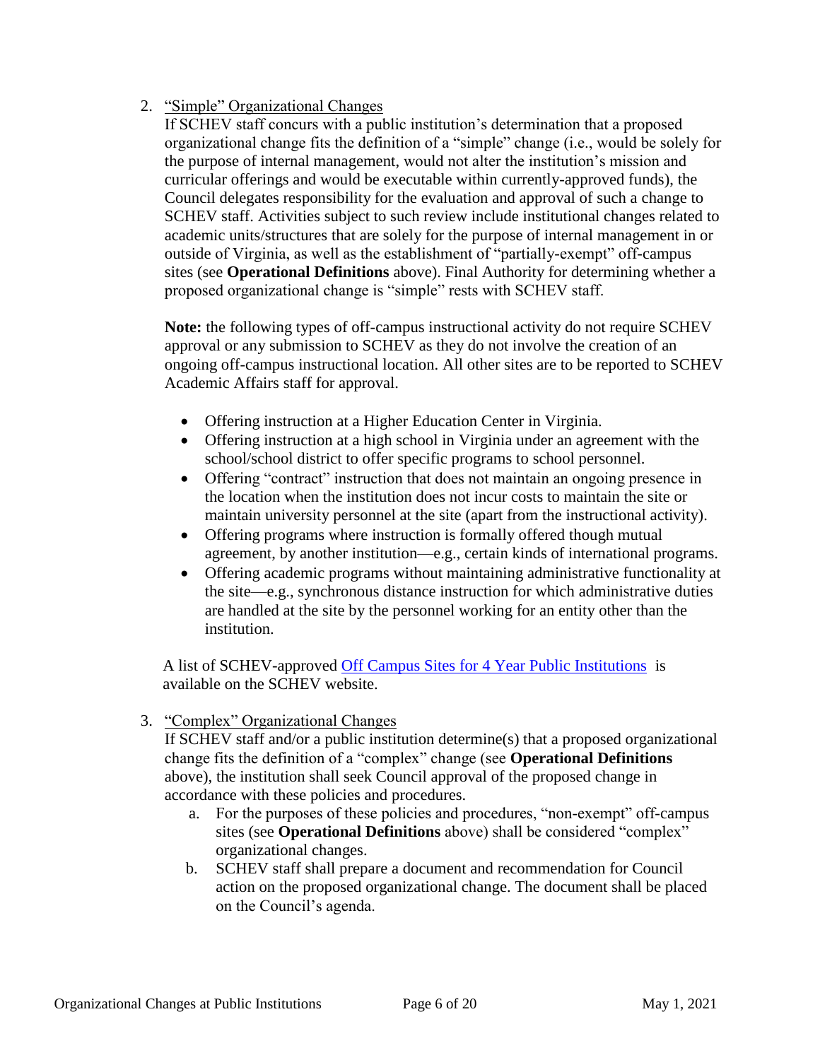2. "Simple" Organizational Changes

   If SCHEV staff concurs with a public institution's determination that a proposed organizational change fits the definition of a "simple" change (i.e., would be solely for the purpose of internal management, would not alter the institution's mission and curricular offerings and would be executable within currently-approved funds), the Council delegates responsibility for the evaluation and approval of such a change to SCHEV staff. Activities subject to such review include institutional changes related to academic units/structures that are solely for the purpose of internal management in or outside of Virginia, as well as the establishment of "partially-exempt" off-campus sites (see **Operational Definitions** above). Final Authority for determining whether a proposed organizational change is "simple" rests with SCHEV staff.

   **Note:** the following types of off-campus instructional activity do not require SCHEV approval or any submission to SCHEV as they do not involve the creation of an ongoing off-campus instructional location. All other sites are to be reported to SCHEV Academic Affairs staff for approval.

   - Offering instruction at a Higher Education Center in Virginia.
   - Offering instruction at a high school in Virginia under an agreement with the school/school district to offer specific programs to school personnel.
   - Offering "contract" instruction that does not maintain an ongoing presence in the location when the institution does not incur costs to maintain the site or maintain university personnel at the site (apart from the instructional activity).
   - Offering programs where instruction is formally offered though mutual agreement, by another institution—e.g., certain kinds of international programs.
   - Offering academic programs without maintaining administrative functionality at the site—e.g., synchronous distance instruction for which administrative duties are handled at the site by the personnel working for an entity other than the institution.

   A list of SCHEV-approved Off Campus Sites for 4 Year Public Institutions is available on the SCHEV website.

3. "Complex" Organizational Changes

   If SCHEV staff and/or a public institution determine(s) that a proposed organizational change fits the definition of a "complex" change (see **Operational Definitions** above), the institution shall seek Council approval of the proposed change in accordance with these policies and procedures.

   a. For the purposes of these policies and procedures, "non-exempt" off-campus sites (see **Operational Definitions** above) shall be considered "complex" organizational changes.
   b. SCHEV staff shall prepare a document and recommendation for Council action on the proposed organizational change. The document shall be placed on the Council's agenda.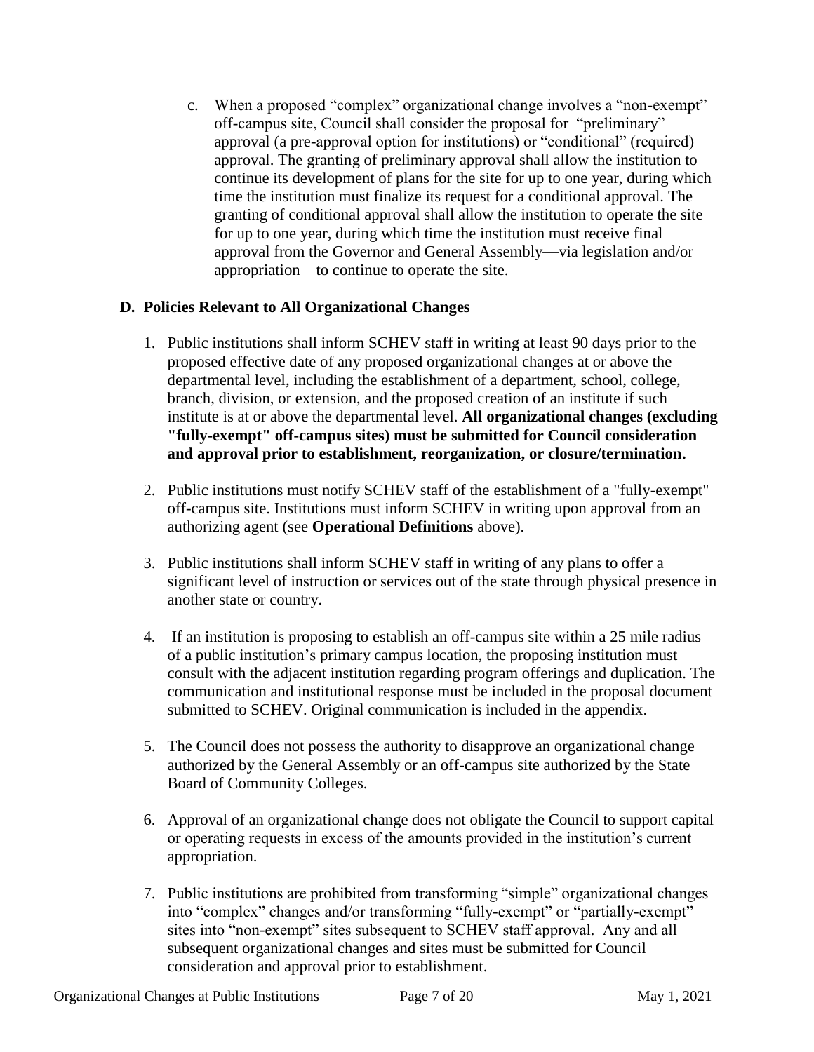c. When a proposed "complex" organizational change involves a "non-exempt" off-campus site, Council shall consider the proposal for "preliminary" approval (a pre-approval option for institutions) or "conditional" (required) approval. The granting of preliminary approval shall allow the institution to continue its development of plans for the site for up to one year, during which time the institution must finalize its request for a conditional approval. The granting of conditional approval shall allow the institution to operate the site for up to one year, during which time the institution must receive final approval from the Governor and General Assembly—via legislation and/or appropriation—to continue to operate the site.

**D. Policies Relevant to All Organizational Changes**

1. Public institutions shall inform SCHEV staff in writing at least 90 days prior to the proposed effective date of any proposed organizational changes at or above the departmental level, including the establishment of a department, school, college, branch, division, or extension, and the proposed creation of an institute if such institute is at or above the departmental level. **All organizational changes (excluding "fully-exempt" off-campus sites) must be submitted for Council consideration and approval prior to establishment, reorganization, or closure/termination.**

2. Public institutions must notify SCHEV staff of the establishment of a "fully-exempt" off-campus site. Institutions must inform SCHEV in writing upon approval from an authorizing agent (see **Operational Definitions** above).

3. Public institutions shall inform SCHEV staff in writing of any plans to offer a significant level of instruction or services out of the state through physical presence in another state or country.

4. If an institution is proposing to establish an off-campus site within a 25 mile radius of a public institution's primary campus location, the proposing institution must consult with the adjacent institution regarding program offerings and duplication. The communication and institutional response must be included in the proposal document submitted to SCHEV. Original communication is included in the appendix.

5. The Council does not possess the authority to disapprove an organizational change authorized by the General Assembly or an off-campus site authorized by the State Board of Community Colleges.

6. Approval of an organizational change does not obligate the Council to support capital or operating requests in excess of the amounts provided in the institution's current appropriation.

7. Public institutions are prohibited from transforming "simple" organizational changes into "complex" changes and/or transforming "fully-exempt" or "partially-exempt" sites into "non-exempt" sites subsequent to SCHEV staff approval. Any and all subsequent organizational changes and sites must be submitted for Council consideration and approval prior to establishment.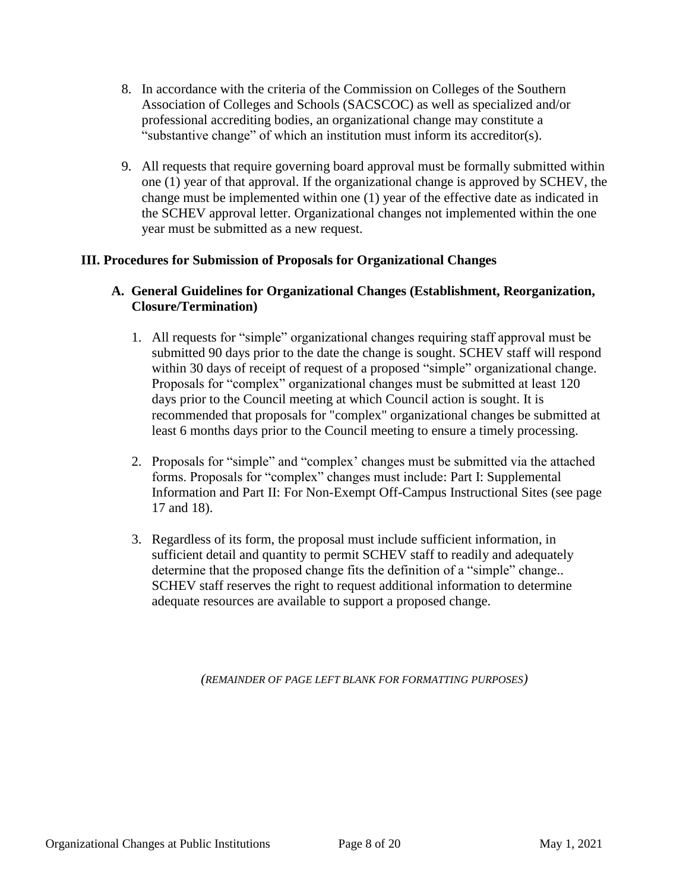8. In accordance with the criteria of the Commission on Colleges of the Southern Association of Colleges and Schools (SACSCOC) as well as specialized and/or professional accrediting bodies, an organizational change may constitute a "substantive change" of which an institution must inform its accreditor(s).

9. All requests that require governing board approval must be formally submitted within one (1) year of that approval. If the organizational change is approved by SCHEV, the change must be implemented within one (1) year of the effective date as indicated in the SCHEV approval letter. Organizational changes not implemented within the one year must be submitted as a new request.

## III. Procedures for Submission of Proposals for Organizational Changes

### A. General Guidelines for Organizational Changes (Establishment, Reorganization, Closure/Termination)

1. All requests for "simple" organizational changes requiring staff approval must be submitted 90 days prior to the date the change is sought. SCHEV staff will respond within 30 days of receipt of request of a proposed "simple" organizational change. Proposals for "complex" organizational changes must be submitted at least 120 days prior to the Council meeting at which Council action is sought. It is recommended that proposals for "complex" organizational changes be submitted at least 6 months days prior to the Council meeting to ensure a timely processing.

2. Proposals for "simple" and "complex' changes must be submitted via the attached forms. Proposals for "complex" changes must include: Part I: Supplemental Information and Part II: For Non-Exempt Off-Campus Instructional Sites (see page 17 and 18).

3. Regardless of its form, the proposal must include sufficient information, in sufficient detail and quantity to permit SCHEV staff to readily and adequately determine that the proposed change fits the definition of a "simple" change.. SCHEV staff reserves the right to request additional information to determine adequate resources are available to support a proposed change.

*(REMAINDER OF PAGE LEFT BLANK FOR FORMATTING PURPOSES)*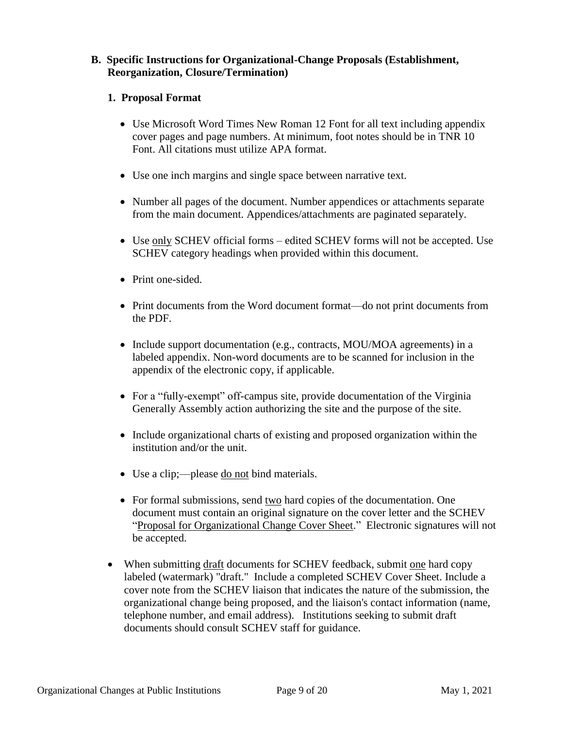## B. Specific Instructions for Organizational-Change Proposals (Establishment, Reorganization, Closure/Termination)

### 1. Proposal Format

- Use Microsoft Word Times New Roman 12 Font for all text including appendix cover pages and page numbers. At minimum, foot notes should be in TNR 10 Font. All citations must utilize APA format.
- Use one inch margins and single space between narrative text.
- Number all pages of the document. Number appendices or attachments separate from the main document. Appendices/attachments are paginated separately.
- Use only SCHEV official forms – edited SCHEV forms will not be accepted. Use SCHEV category headings when provided within this document.
- Print one-sided.
- Print documents from the Word document format—do not print documents from the PDF.
- Include support documentation (e.g., contracts, MOU/MOA agreements) in a labeled appendix. Non-word documents are to be scanned for inclusion in the appendix of the electronic copy, if applicable.
- For a "fully-exempt" off-campus site, provide documentation of the Virginia Generally Assembly action authorizing the site and the purpose of the site.
- Include organizational charts of existing and proposed organization within the institution and/or the unit.
- Use a clip;—please do not bind materials.
- For formal submissions, send two hard copies of the documentation. One document must contain an original signature on the cover letter and the SCHEV "Proposal for Organizational Change Cover Sheet." Electronic signatures will not be accepted.

- When submitting draft documents for SCHEV feedback, submit one hard copy labeled (watermark) "draft." Include a completed SCHEV Cover Sheet. Include a cover note from the SCHEV liaison that indicates the nature of the submission, the organizational change being proposed, and the liaison's contact information (name, telephone number, and email address). Institutions seeking to submit draft documents should consult SCHEV staff for guidance.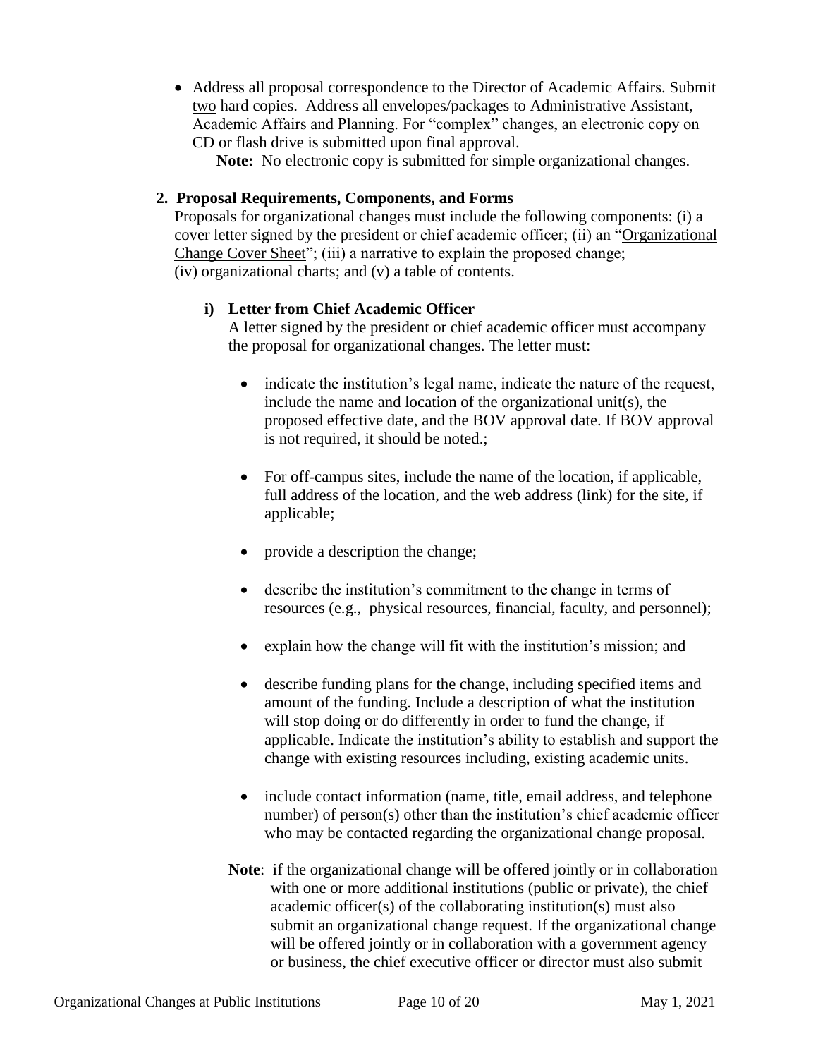- Address all proposal correspondence to the Director of Academic Affairs. Submit two hard copies. Address all envelopes/packages to Administrative Assistant, Academic Affairs and Planning. For "complex" changes, an electronic copy on CD or flash drive is submitted upon final approval.

  **Note:** No electronic copy is submitted for simple organizational changes.

**2. Proposal Requirements, Components, and Forms**

Proposals for organizational changes must include the following components: (i) a cover letter signed by the president or chief academic officer; (ii) an "Organizational Change Cover Sheet"; (iii) a narrative to explain the proposed change; (iv) organizational charts; and (v) a table of contents.

**i) Letter from Chief Academic Officer**

A letter signed by the president or chief academic officer must accompany the proposal for organizational changes. The letter must:

- indicate the institution's legal name, indicate the nature of the request, include the name and location of the organizational unit(s), the proposed effective date, and the BOV approval date. If BOV approval is not required, it should be noted.;
- For off-campus sites, include the name of the location, if applicable, full address of the location, and the web address (link) for the site, if applicable;
- provide a description the change;
- describe the institution's commitment to the change in terms of resources (e.g., physical resources, financial, faculty, and personnel);
- explain how the change will fit with the institution's mission; and
- describe funding plans for the change, including specified items and amount of the funding. Include a description of what the institution will stop doing or do differently in order to fund the change, if applicable. Indicate the institution's ability to establish and support the change with existing resources including, existing academic units.
- include contact information (name, title, email address, and telephone number) of person(s) other than the institution's chief academic officer who may be contacted regarding the organizational change proposal.

**Note**: if the organizational change will be offered jointly or in collaboration with one or more additional institutions (public or private), the chief academic officer(s) of the collaborating institution(s) must also submit an organizational change request. If the organizational change will be offered jointly or in collaboration with a government agency or business, the chief executive officer or director must also submit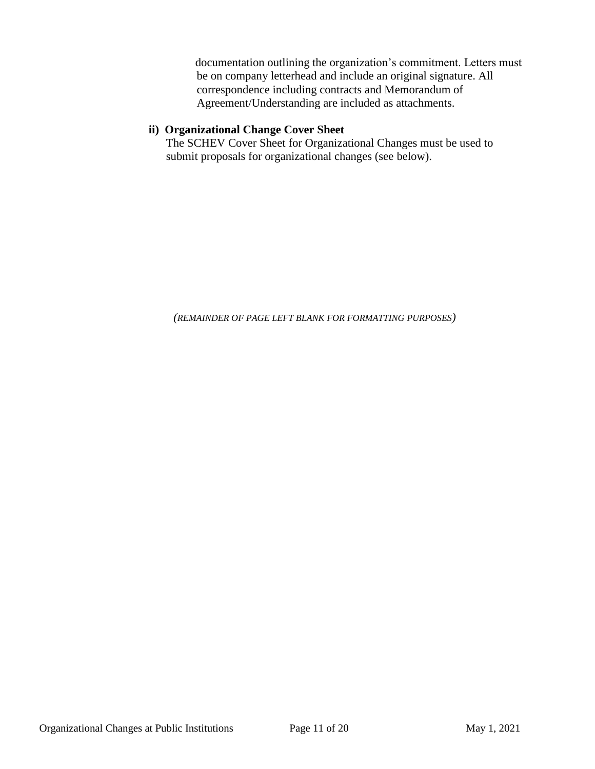documentation outlining the organization's commitment. Letters must be on company letterhead and include an original signature. All correspondence including contracts and Memorandum of Agreement/Understanding are included as attachments.

**ii) Organizational Change Cover Sheet**

The SCHEV Cover Sheet for Organizational Changes must be used to submit proposals for organizational changes (see below).

*(REMAINDER OF PAGE LEFT BLANK FOR FORMATTING PURPOSES)*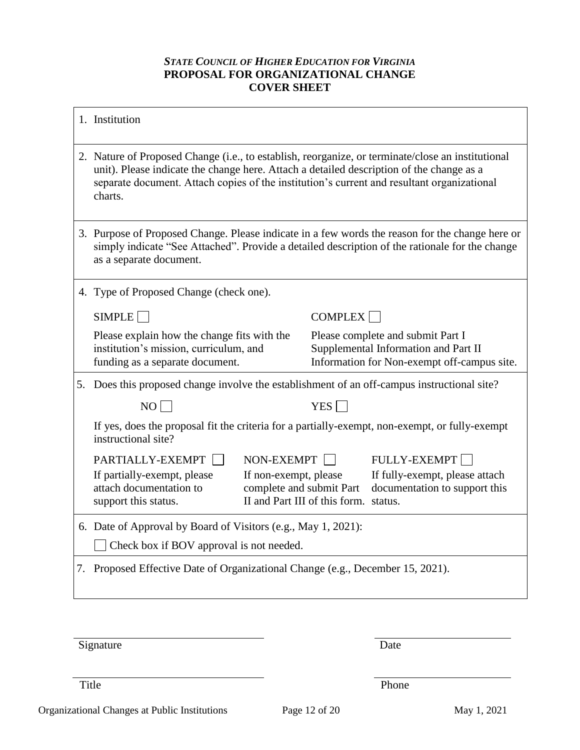***State Council of Higher Education for Virginia***
**PROPOSAL FOR ORGANIZATIONAL CHANGE**
**COVER SHEET**

1. Institution

2. Nature of Proposed Change (i.e., to establish, reorganize, or terminate/close an institutional unit). Please indicate the change here. Attach a detailed description of the change as a separate document. Attach copies of the institution's current and resultant organizational charts.

3. Purpose of Proposed Change. Please indicate in a few words the reason for the change here or simply indicate "See Attached". Provide a detailed description of the rationale for the change as a separate document.

4. Type of Proposed Change (check one).

| SIMPLE ☐ | COMPLEX ☐ |
|---|---|
| Please explain how the change fits with the institution's mission, curriculum, and funding as a separate document. | Please complete and submit Part I Supplemental Information and Part II Information for Non-exempt off-campus site. |

5. Does this proposed change involve the establishment of an off-campus instructional site?

NO ☐ YES ☐

If yes, does the proposal fit the criteria for a partially-exempt, non-exempt, or fully-exempt instructional site?

| PARTIALLY-EXEMPT ☐ | NON-EXEMPT ☐ | FULLY-EXEMPT ☐ |
|---|---|---|
| If partially-exempt, please attach documentation to support this status. | If non-exempt, please complete and submit Part II and Part III of this form. | If fully-exempt, please attach documentation to support this status. |

6. Date of Approval by Board of Visitors (e.g., May 1, 2021):

☐ Check box if BOV approval is not needed.

7. Proposed Effective Date of Organizational Change (e.g., December 15, 2021).

Signature ______________________ Date ______________

Title ______________________ Phone ______________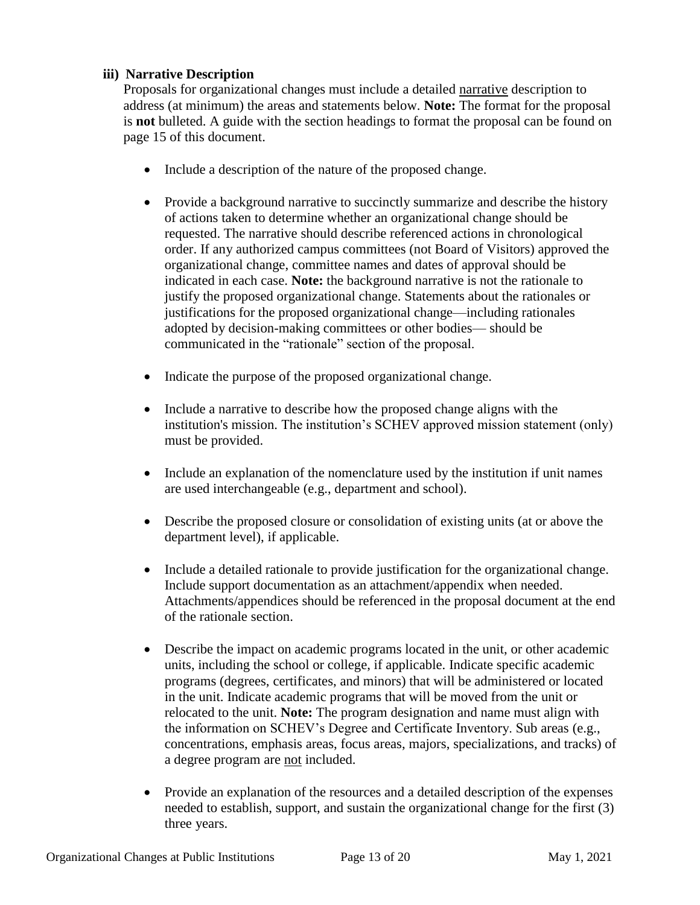### iii) Narrative Description

Proposals for organizational changes must include a detailed narrative description to address (at minimum) the areas and statements below. **Note:** The format for the proposal is **not** bulleted. A guide with the section headings to format the proposal can be found on page 15 of this document.

- Include a description of the nature of the proposed change.

- Provide a background narrative to succinctly summarize and describe the history of actions taken to determine whether an organizational change should be requested. The narrative should describe referenced actions in chronological order. If any authorized campus committees (not Board of Visitors) approved the organizational change, committee names and dates of approval should be indicated in each case. **Note:** the background narrative is not the rationale to justify the proposed organizational change. Statements about the rationales or justifications for the proposed organizational change—including rationales adopted by decision-making committees or other bodies— should be communicated in the "rationale" section of the proposal.

- Indicate the purpose of the proposed organizational change.

- Include a narrative to describe how the proposed change aligns with the institution's mission. The institution's SCHEV approved mission statement (only) must be provided.

- Include an explanation of the nomenclature used by the institution if unit names are used interchangeable (e.g., department and school).

- Describe the proposed closure or consolidation of existing units (at or above the department level), if applicable.

- Include a detailed rationale to provide justification for the organizational change. Include support documentation as an attachment/appendix when needed. Attachments/appendices should be referenced in the proposal document at the end of the rationale section.

- Describe the impact on academic programs located in the unit, or other academic units, including the school or college, if applicable. Indicate specific academic programs (degrees, certificates, and minors) that will be administered or located in the unit. Indicate academic programs that will be moved from the unit or relocated to the unit. **Note:** The program designation and name must align with the information on SCHEV's Degree and Certificate Inventory. Sub areas (e.g., concentrations, emphasis areas, focus areas, majors, specializations, and tracks) of a degree program are not included.

- Provide an explanation of the resources and a detailed description of the expenses needed to establish, support, and sustain the organizational change for the first (3) three years.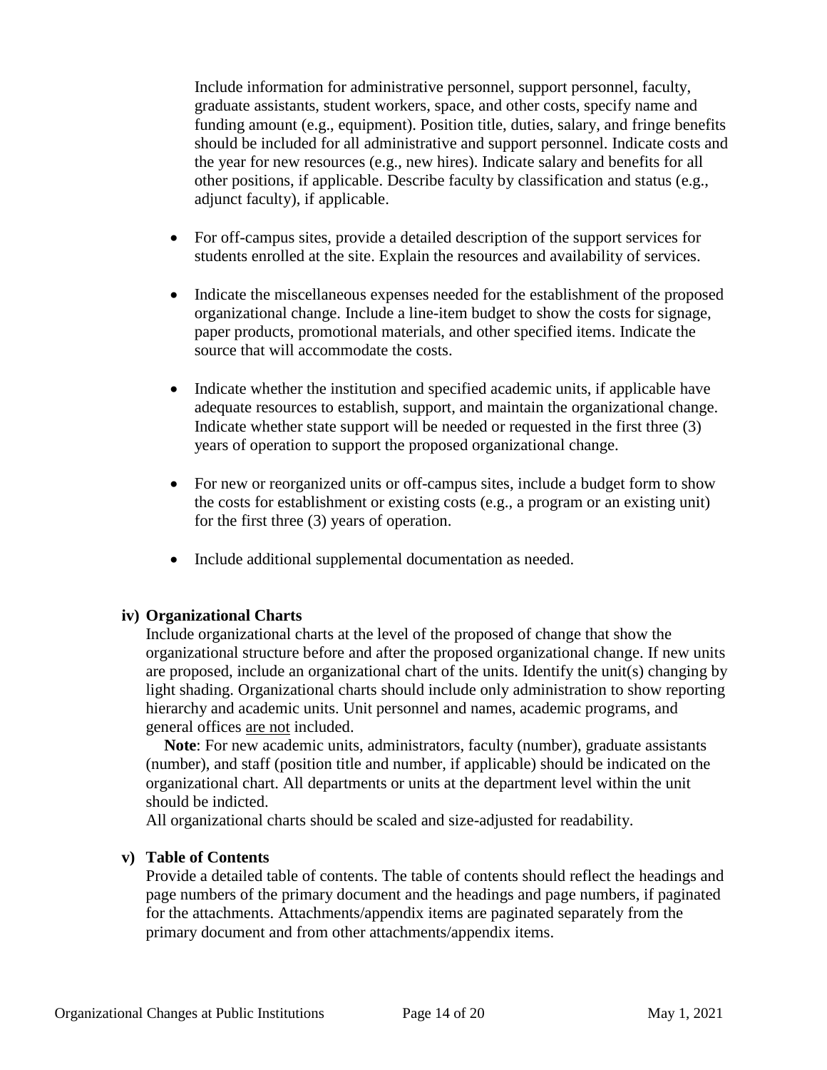Include information for administrative personnel, support personnel, faculty, graduate assistants, student workers, space, and other costs, specify name and funding amount (e.g., equipment). Position title, duties, salary, and fringe benefits should be included for all administrative and support personnel. Indicate costs and the year for new resources (e.g., new hires). Indicate salary and benefits for all other positions, if applicable. Describe faculty by classification and status (e.g., adjunct faculty), if applicable.

- For off-campus sites, provide a detailed description of the support services for students enrolled at the site. Explain the resources and availability of services.
- Indicate the miscellaneous expenses needed for the establishment of the proposed organizational change. Include a line-item budget to show the costs for signage, paper products, promotional materials, and other specified items. Indicate the source that will accommodate the costs.
- Indicate whether the institution and specified academic units, if applicable have adequate resources to establish, support, and maintain the organizational change. Indicate whether state support will be needed or requested in the first three (3) years of operation to support the proposed organizational change.
- For new or reorganized units or off-campus sites, include a budget form to show the costs for establishment or existing costs (e.g., a program or an existing unit) for the first three (3) years of operation.
- Include additional supplemental documentation as needed.

**iv) Organizational Charts**

Include organizational charts at the level of the proposed of change that show the organizational structure before and after the proposed organizational change. If new units are proposed, include an organizational chart of the units. Identify the unit(s) changing by light shading. Organizational charts should include only administration to show reporting hierarchy and academic units. Unit personnel and names, academic programs, and general offices are not included.

**Note**: For new academic units, administrators, faculty (number), graduate assistants (number), and staff (position title and number, if applicable) should be indicated on the organizational chart. All departments or units at the department level within the unit should be indicted.

All organizational charts should be scaled and size-adjusted for readability.

**v) Table of Contents**

Provide a detailed table of contents. The table of contents should reflect the headings and page numbers of the primary document and the headings and page numbers, if paginated for the attachments. Attachments/appendix items are paginated separately from the primary document and from other attachments/appendix items.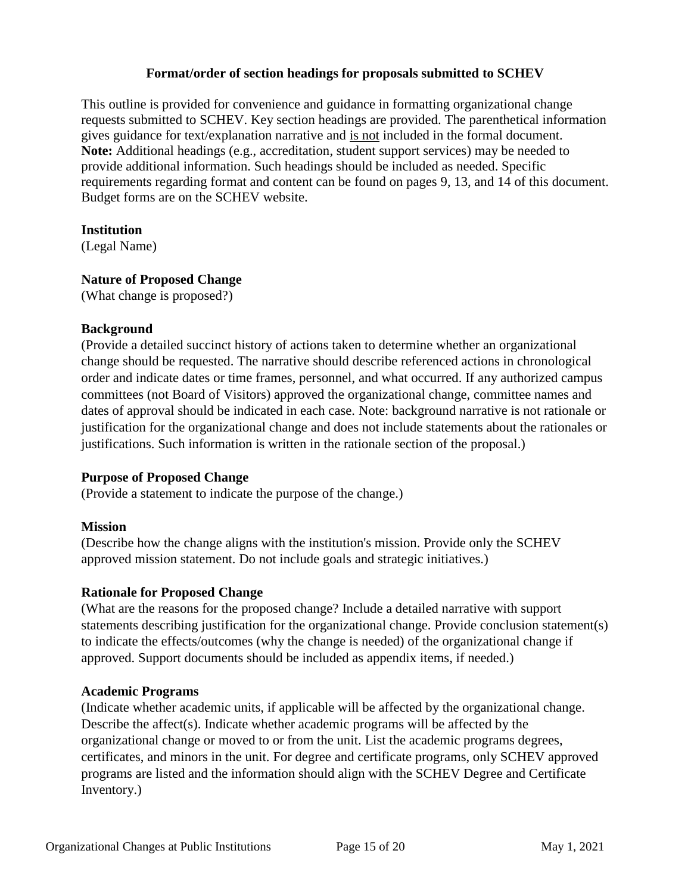**Format/order of section headings for proposals submitted to SCHEV**

This outline is provided for convenience and guidance in formatting organizational change requests submitted to SCHEV. Key section headings are provided. The parenthetical information gives guidance for text/explanation narrative and is not included in the formal document. **Note:** Additional headings (e.g., accreditation, student support services) may be needed to provide additional information. Such headings should be included as needed. Specific requirements regarding format and content can be found on pages 9, 13, and 14 of this document. Budget forms are on the SCHEV website.

**Institution**
(Legal Name)

**Nature of Proposed Change**
(What change is proposed?)

**Background**
(Provide a detailed succinct history of actions taken to determine whether an organizational change should be requested. The narrative should describe referenced actions in chronological order and indicate dates or time frames, personnel, and what occurred. If any authorized campus committees (not Board of Visitors) approved the organizational change, committee names and dates of approval should be indicated in each case. Note: background narrative is not rationale or justification for the organizational change and does not include statements about the rationales or justifications. Such information is written in the rationale section of the proposal.)

**Purpose of Proposed Change**
(Provide a statement to indicate the purpose of the change.)

**Mission**
(Describe how the change aligns with the institution's mission. Provide only the SCHEV approved mission statement. Do not include goals and strategic initiatives.)

**Rationale for Proposed Change**
(What are the reasons for the proposed change? Include a detailed narrative with support statements describing justification for the organizational change. Provide conclusion statement(s) to indicate the effects/outcomes (why the change is needed) of the organizational change if approved. Support documents should be included as appendix items, if needed.)

**Academic Programs**
(Indicate whether academic units, if applicable will be affected by the organizational change. Describe the affect(s). Indicate whether academic programs will be affected by the organizational change or moved to or from the unit. List the academic programs degrees, certificates, and minors in the unit. For degree and certificate programs, only SCHEV approved programs are listed and the information should align with the SCHEV Degree and Certificate Inventory.)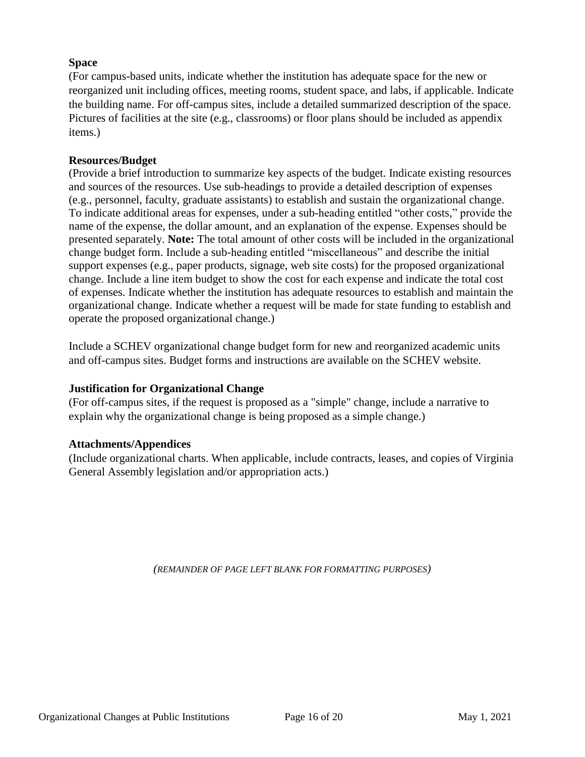**Space**

(For campus-based units, indicate whether the institution has adequate space for the new or reorganized unit including offices, meeting rooms, student space, and labs, if applicable. Indicate the building name. For off-campus sites, include a detailed summarized description of the space. Pictures of facilities at the site (e.g., classrooms) or floor plans should be included as appendix items.)

**Resources/Budget**

(Provide a brief introduction to summarize key aspects of the budget. Indicate existing resources and sources of the resources. Use sub-headings to provide a detailed description of expenses (e.g., personnel, faculty, graduate assistants) to establish and sustain the organizational change. To indicate additional areas for expenses, under a sub-heading entitled "other costs," provide the name of the expense, the dollar amount, and an explanation of the expense. Expenses should be presented separately. **Note:** The total amount of other costs will be included in the organizational change budget form. Include a sub-heading entitled "miscellaneous" and describe the initial support expenses (e.g., paper products, signage, web site costs) for the proposed organizational change. Include a line item budget to show the cost for each expense and indicate the total cost of expenses. Indicate whether the institution has adequate resources to establish and maintain the organizational change. Indicate whether a request will be made for state funding to establish and operate the proposed organizational change.)

Include a SCHEV organizational change budget form for new and reorganized academic units and off-campus sites. Budget forms and instructions are available on the SCHEV website.

**Justification for Organizational Change**

(For off-campus sites, if the request is proposed as a "simple" change, include a narrative to explain why the organizational change is being proposed as a simple change.)

**Attachments/Appendices**

(Include organizational charts. When applicable, include contracts, leases, and copies of Virginia General Assembly legislation and/or appropriation acts.)

*(REMAINDER OF PAGE LEFT BLANK FOR FORMATTING PURPOSES)*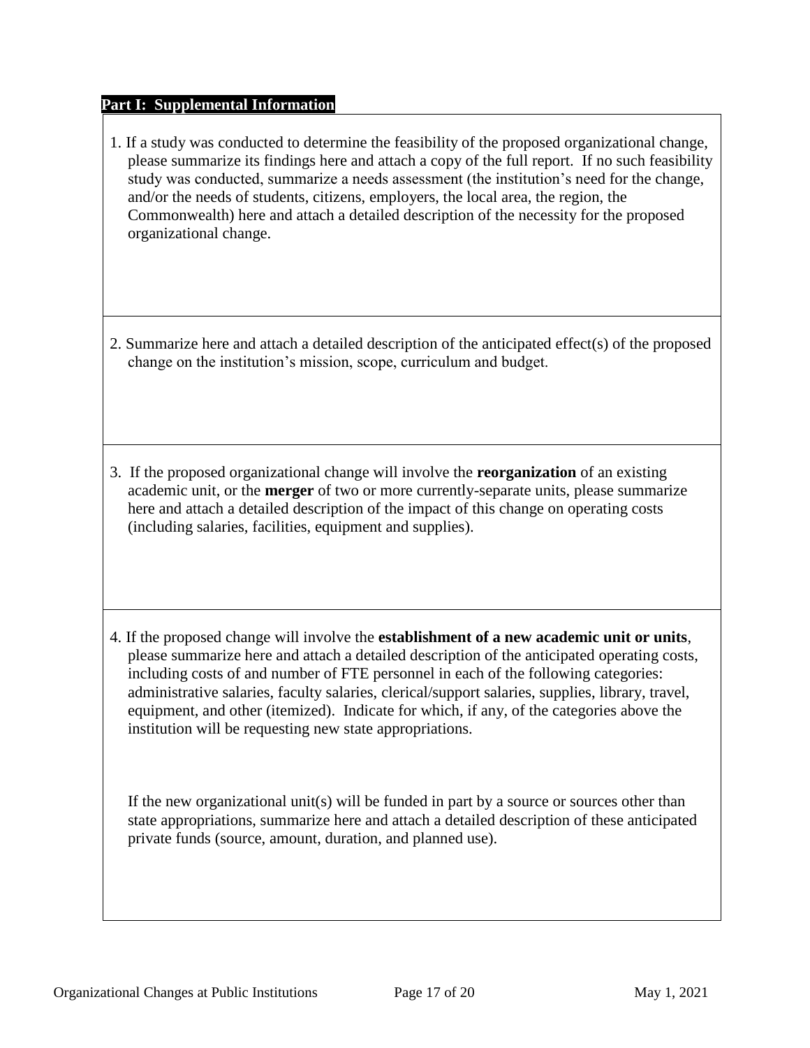**Part I: Supplemental Information**

1. If a study was conducted to determine the feasibility of the proposed organizational change, please summarize its findings here and attach a copy of the full report. If no such feasibility study was conducted, summarize a needs assessment (the institution's need for the change, and/or the needs of students, citizens, employers, the local area, the region, the Commonwealth) here and attach a detailed description of the necessity for the proposed organizational change.

2. Summarize here and attach a detailed description of the anticipated effect(s) of the proposed change on the institution's mission, scope, curriculum and budget.

3. If the proposed organizational change will involve the **reorganization** of an existing academic unit, or the **merger** of two or more currently-separate units, please summarize here and attach a detailed description of the impact of this change on operating costs (including salaries, facilities, equipment and supplies).

4. If the proposed change will involve the **establishment of a new academic unit or units**, please summarize here and attach a detailed description of the anticipated operating costs, including costs of and number of FTE personnel in each of the following categories: administrative salaries, faculty salaries, clerical/support salaries, supplies, library, travel, equipment, and other (itemized). Indicate for which, if any, of the categories above the institution will be requesting new state appropriations.

   If the new organizational unit(s) will be funded in part by a source or sources other than state appropriations, summarize here and attach a detailed description of these anticipated private funds (source, amount, duration, and planned use).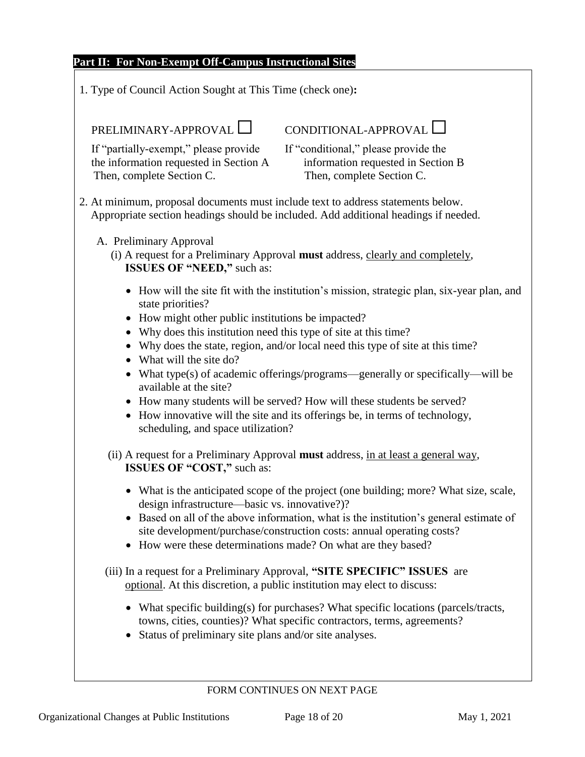## Part II: For Non-Exempt Off-Campus Instructional Sites

1. Type of Council Action Sought at This Time (check one)**:**

PRELIMINARY-APPROVAL ☐

If "partially-exempt," please provide the information requested in Section A Then, complete Section C.

CONDITIONAL-APPROVAL ☐

If "conditional," please provide the information requested in Section B Then, complete Section C.

2. At minimum, proposal documents must include text to address statements below. Appropriate section headings should be included. Add additional headings if needed.

A. Preliminary Approval

(i) A request for a Preliminary Approval **must** address, <u>clearly and completely</u>, **ISSUES OF "NEED,"** such as:

- How will the site fit with the institution's mission, strategic plan, six-year plan, and state priorities?
- How might other public institutions be impacted?
- Why does this institution need this type of site at this time?
- Why does the state, region, and/or local need this type of site at this time?
- What will the site do?
- What type(s) of academic offerings/programs—generally or specifically—will be available at the site?
- How many students will be served? How will these students be served?
- How innovative will the site and its offerings be, in terms of technology, scheduling, and space utilization?

(ii) A request for a Preliminary Approval **must** address, <u>in at least a general way</u>, **ISSUES OF "COST,"** such as:

- What is the anticipated scope of the project (one building; more? What size, scale, design infrastructure—basic vs. innovative?)?
- Based on all of the above information, what is the institution's general estimate of site development/purchase/construction costs: annual operating costs?
- How were these determinations made? On what are they based?

(iii) In a request for a Preliminary Approval, **"SITE SPECIFIC" ISSUES** are <u>optional</u>. At this discretion, a public institution may elect to discuss:

- What specific building(s) for purchases? What specific locations (parcels/tracts, towns, cities, counties)? What specific contractors, terms, agreements?
- Status of preliminary site plans and/or site analyses.

FORM CONTINUES ON NEXT PAGE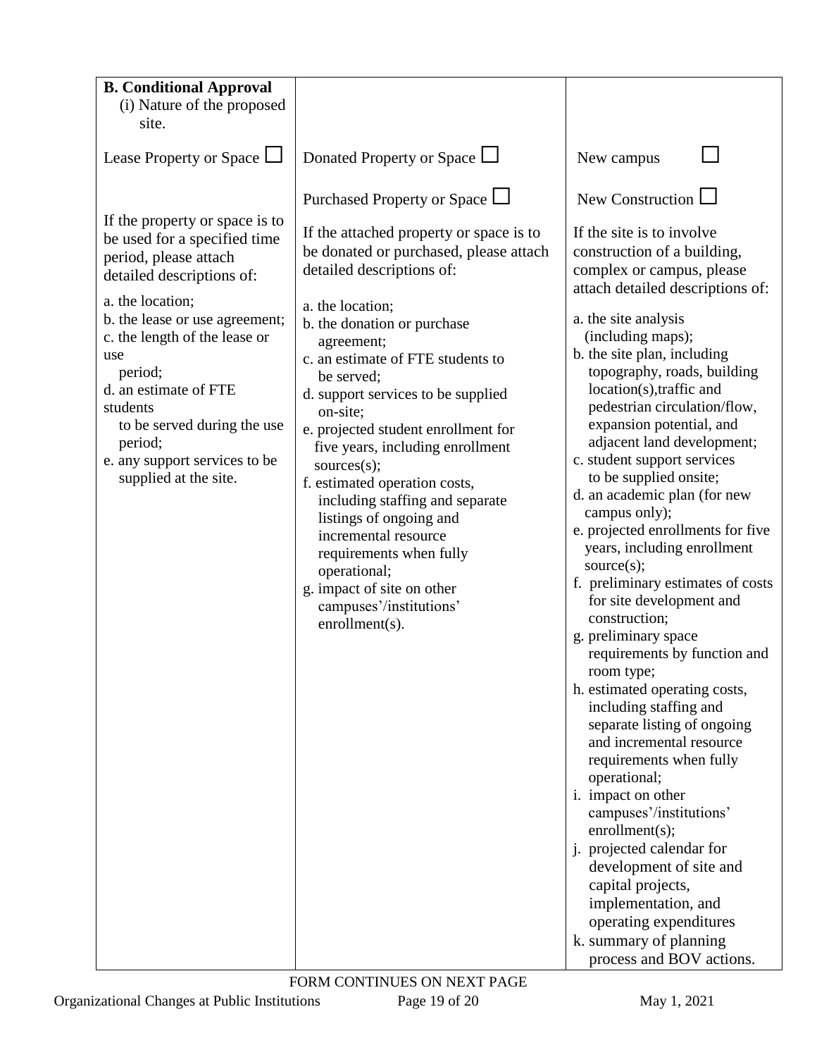| **B. Conditional Approval**<br>(i) Nature of the proposed site. | | |
|---|---|---|
| Lease Property or Space ☐ | Donated Property or Space ☐<br><br>Purchased Property or Space ☐ | New campus ☐<br><br>New Construction ☐ |
| If the property or space is to be used for a specified time period, please attach detailed descriptions of:<br><br>a. the location;<br>b. the lease or use agreement;<br>c. the length of the lease or use period;<br>d. an estimate of FTE students to be served during the use period;<br>e. any support services to be supplied at the site. | If the attached property or space is to be donated or purchased, please attach detailed descriptions of:<br><br>a. the location;<br>b. the donation or purchase agreement;<br>c. an estimate of FTE students to be served;<br>d. support services to be supplied on-site;<br>e. projected student enrollment for five years, including enrollment sources(s);<br>f. estimated operation costs, including staffing and separate listings of ongoing and incremental resource requirements when fully operational;<br>g. impact of site on other campuses'/institutions' enrollment(s). | If the site is to involve construction of a building, complex or campus, please attach detailed descriptions of:<br><br>a. the site analysis (including maps);<br>b. the site plan, including topography, roads, building location(s),traffic and pedestrian circulation/flow, expansion potential, and adjacent land development;<br>c. student support services to be supplied onsite;<br>d. an academic plan (for new campus only);<br>e. projected enrollments for five years, including enrollment source(s);<br>f. preliminary estimates of costs for site development and construction;<br>g. preliminary space requirements by function and room type;<br>h. estimated operating costs, including staffing and separate listing of ongoing and incremental resource requirements when fully operational;<br>i. impact on other campuses'/institutions' enrollment(s);<br>j. projected calendar for development of site and capital projects, implementation, and operating expenditures<br>k. summary of planning process and BOV actions. |

FORM CONTINUES ON NEXT PAGE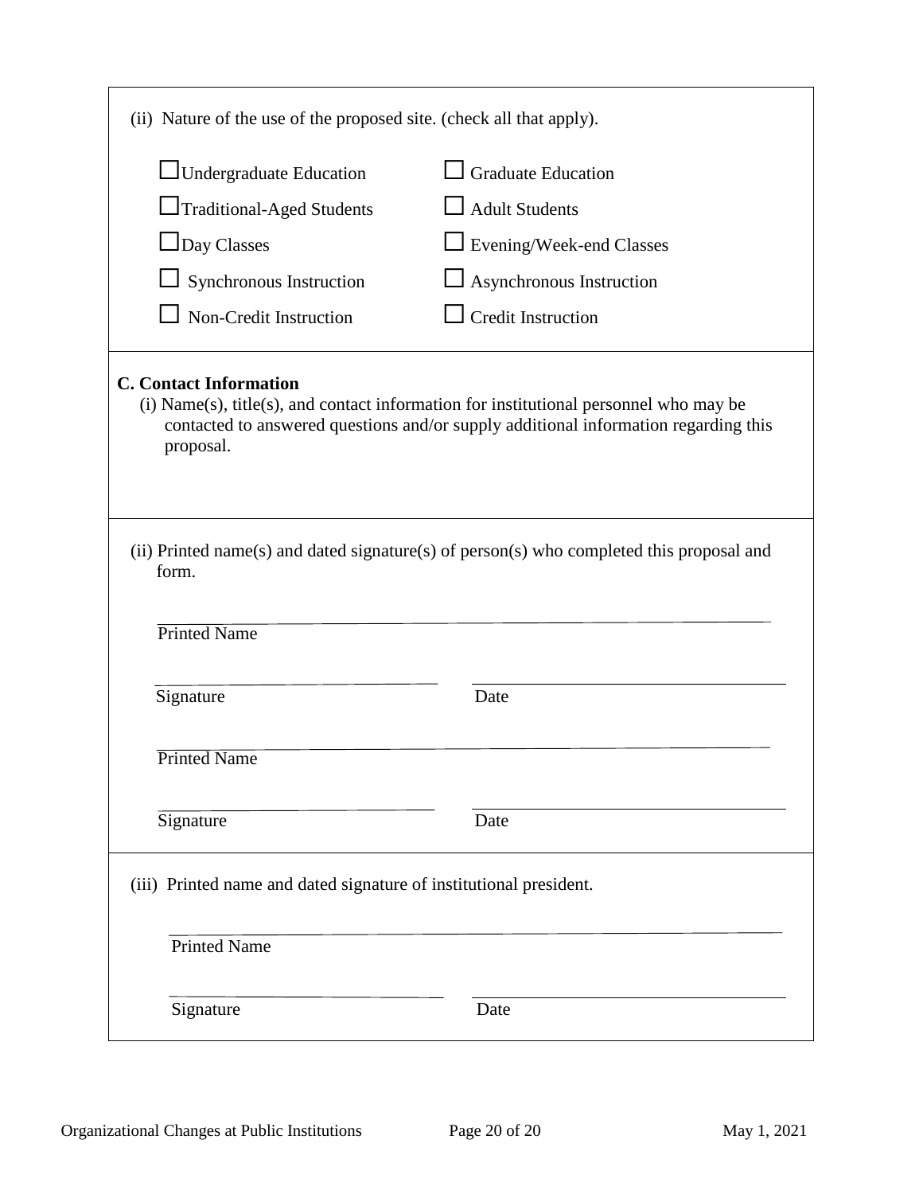(ii) Nature of the use of the proposed site. (check all that apply).

- ☐ Undergraduate Education
- ☐ Graduate Education
- ☐ Traditional-Aged Students
- ☐ Adult Students
- ☐ Day Classes
- ☐ Evening/Week-end Classes
- ☐ Synchronous Instruction
- ☐ Asynchronous Instruction
- ☐ Non-Credit Instruction
- ☐ Credit Instruction

**C. Contact Information**

(i) Name(s), title(s), and contact information for institutional personnel who may be contacted to answered questions and/or supply additional information regarding this proposal.

(ii) Printed name(s) and dated signature(s) of person(s) who completed this proposal and form.

\_\_\_\_\_\_\_\_\_\_\_\_\_\_\_\_\_\_\_\_\_\_\_\_\_\_\_\_\_\_\_\_\_\_\_\_\_\_\_\_
Printed Name

\_\_\_\_\_\_\_\_\_\_\_\_\_\_\_\_\_\_\_\_ \_\_\_\_\_\_\_\_\_\_\_\_\_\_\_\_\_\_\_\_
Signature Date

\_\_\_\_\_\_\_\_\_\_\_\_\_\_\_\_\_\_\_\_\_\_\_\_\_\_\_\_\_\_\_\_\_\_\_\_\_\_\_\_
Printed Name

\_\_\_\_\_\_\_\_\_\_\_\_\_\_\_\_\_\_\_\_ \_\_\_\_\_\_\_\_\_\_\_\_\_\_\_\_\_\_\_\_
Signature Date

(iii) Printed name and dated signature of institutional president.

\_\_\_\_\_\_\_\_\_\_\_\_\_\_\_\_\_\_\_\_\_\_\_\_\_\_\_\_\_\_\_\_\_\_\_\_\_\_\_\_
Printed Name

\_\_\_\_\_\_\_\_\_\_\_\_\_\_\_\_\_\_\_\_ \_\_\_\_\_\_\_\_\_\_\_\_\_\_\_\_\_\_\_\_
Signature Date